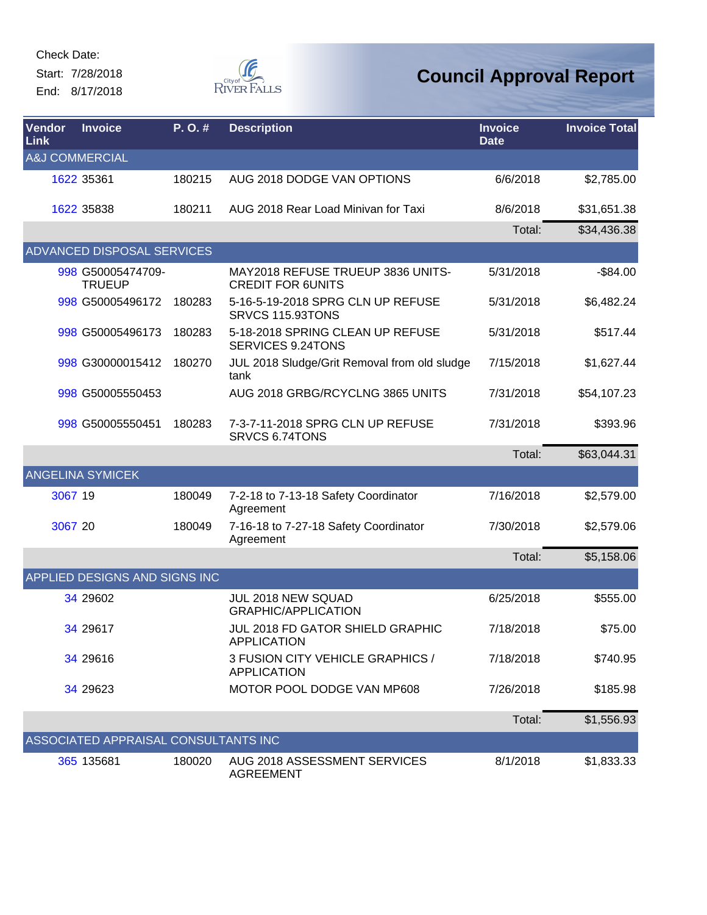Check Date:
Start: 7/28/2018
End: 8/17/2018

# Council Approval Report

| Vendor Link | Invoice | P. O. # | Description | Invoice Date | Invoice Total |
|---|---|---|---|---|---|
| A&J COMMERCIAL | | | | | |
| 1622 | 35361 | 180215 | AUG 2018 DODGE VAN OPTIONS | 6/6/2018 | $2,785.00 |
| 1622 | 35838 | 180211 | AUG 2018 Rear Load Minivan for Taxi | 8/6/2018 | $31,651.38 |
| | | | | Total: | $34,436.38 |
| ADVANCED DISPOSAL SERVICES | | | | | |
| 998 | G50005474709-TRUEUP | | MAY2018 REFUSE TRUEUP 3836 UNITS-CREDIT FOR 6UNITS | 5/31/2018 | -$84.00 |
| 998 | G50005496172 | 180283 | 5-16-5-19-2018 SPRG CLN UP REFUSE SRVCS 115.93TONS | 5/31/2018 | $6,482.24 |
| 998 | G50005496173 | 180283 | 5-18-2018 SPRING CLEAN UP REFUSE SERVICES 9.24TONS | 5/31/2018 | $517.44 |
| 998 | G30000015412 | 180270 | JUL 2018 Sludge/Grit Removal from old sludge tank | 7/15/2018 | $1,627.44 |
| 998 | G50005550453 | | AUG 2018 GRBG/RCYCLNG 3865 UNITS | 7/31/2018 | $54,107.23 |
| 998 | G50005550451 | 180283 | 7-3-7-11-2018 SPRG CLN UP REFUSE SRVCS 6.74TONS | 7/31/2018 | $393.96 |
| | | | | Total: | $63,044.31 |
| ANGELINA SYMICEK | | | | | |
| 3067 | 19 | 180049 | 7-2-18 to 7-13-18 Safety Coordinator Agreement | 7/16/2018 | $2,579.00 |
| 3067 | 20 | 180049 | 7-16-18 to 7-27-18 Safety Coordinator Agreement | 7/30/2018 | $2,579.06 |
| | | | | Total: | $5,158.06 |
| APPLIED DESIGNS AND SIGNS INC | | | | | |
| 34 | 29602 | | JUL 2018 NEW SQUAD GRAPHIC/APPLICATION | 6/25/2018 | $555.00 |
| 34 | 29617 | | JUL 2018 FD GATOR SHIELD GRAPHIC APPLICATION | 7/18/2018 | $75.00 |
| 34 | 29616 | | 3 FUSION CITY VEHICLE GRAPHICS / APPLICATION | 7/18/2018 | $740.95 |
| 34 | 29623 | | MOTOR POOL DODGE VAN MP608 | 7/26/2018 | $185.98 |
| | | | | Total: | $1,556.93 |
| ASSOCIATED APPRAISAL CONSULTANTS INC | | | | | |
| 365 | 135681 | 180020 | AUG 2018 ASSESSMENT SERVICES AGREEMENT | 8/1/2018 | $1,833.33 |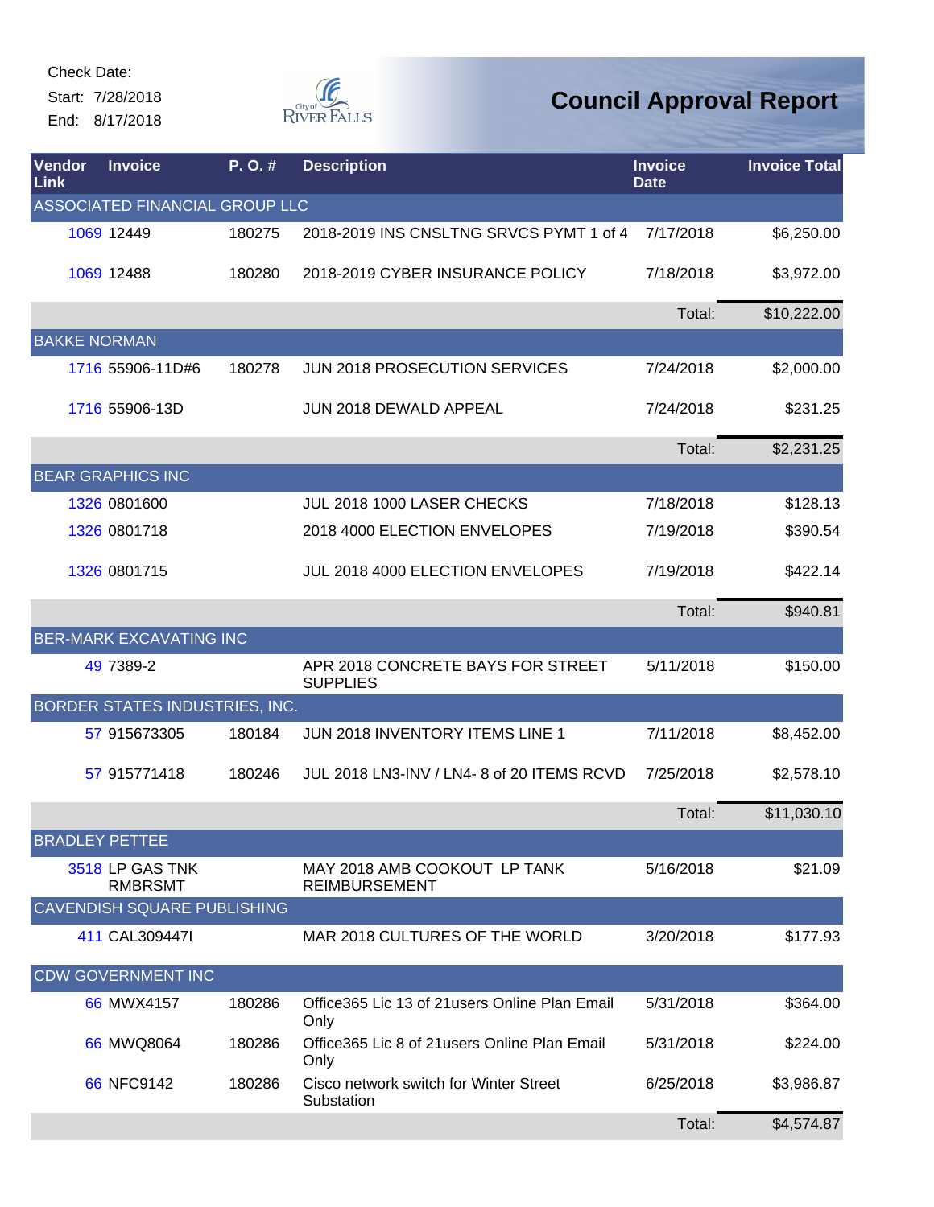Check Date:
Start: 7/28/2018
End: 8/17/2018

# Council Approval Report

| Vendor Link | Invoice | P. O. # | Description | Invoice Date | Invoice Total |
|---|---|---|---|---|---|
| ASSOCIATED FINANCIAL GROUP LLC | | | | | |
| 1069 | 12449 | 180275 | 2018-2019 INS CNSLTNG SRVCS PYMT 1 of 4 | 7/17/2018 | $6,250.00 |
| 1069 | 12488 | 180280 | 2018-2019 CYBER INSURANCE POLICY | 7/18/2018 | $3,972.00 |
| | | | | Total: | $10,222.00 |
| BAKKE NORMAN | | | | | |
| 1716 | 55906-11D#6 | 180278 | JUN 2018 PROSECUTION SERVICES | 7/24/2018 | $2,000.00 |
| 1716 | 55906-13D | | JUN 2018 DEWALD APPEAL | 7/24/2018 | $231.25 |
| | | | | Total: | $2,231.25 |
| BEAR GRAPHICS INC | | | | | |
| 1326 | 0801600 | | JUL 2018 1000 LASER CHECKS | 7/18/2018 | $128.13 |
| 1326 | 0801718 | | 2018 4000 ELECTION ENVELOPES | 7/19/2018 | $390.54 |
| 1326 | 0801715 | | JUL 2018 4000 ELECTION ENVELOPES | 7/19/2018 | $422.14 |
| | | | | Total: | $940.81 |
| BER-MARK EXCAVATING INC | | | | | |
| 49 | 7389-2 | | APR 2018 CONCRETE BAYS FOR STREET SUPPLIES | 5/11/2018 | $150.00 |
| BORDER STATES INDUSTRIES, INC. | | | | | |
| 57 | 915673305 | 180184 | JUN 2018 INVENTORY ITEMS LINE 1 | 7/11/2018 | $8,452.00 |
| 57 | 915771418 | 180246 | JUL 2018 LN3-INV / LN4- 8 of 20 ITEMS RCVD | 7/25/2018 | $2,578.10 |
| | | | | Total: | $11,030.10 |
| BRADLEY PETTEE | | | | | |
| 3518 | LP GAS TNK RMBRSMT | | MAY 2018 AMB COOKOUT LP TANK REIMBURSEMENT | 5/16/2018 | $21.09 |
| CAVENDISH SQUARE PUBLISHING | | | | | |
| 411 | CAL309447I | | MAR 2018 CULTURES OF THE WORLD | 3/20/2018 | $177.93 |
| CDW GOVERNMENT INC | | | | | |
| 66 | MWX4157 | 180286 | Office365 Lic 13 of 21users Online Plan Email Only | 5/31/2018 | $364.00 |
| 66 | MWQ8064 | 180286 | Office365 Lic 8 of 21users Online Plan Email Only | 5/31/2018 | $224.00 |
| 66 | NFC9142 | 180286 | Cisco network switch for Winter Street Substation | 6/25/2018 | $3,986.87 |
| | | | | Total: | $4,574.87 |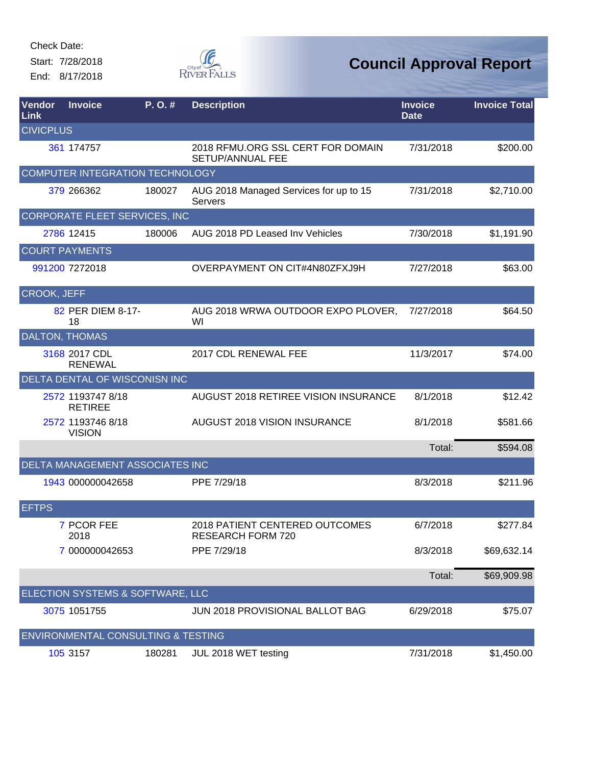Check Date:

Start: 7/28/2018

End: 8/17/2018

City of River Falls

# Council Approval Report

| Vendor Link | Invoice | P. O. # | Description | Invoice Date | Invoice Total |
|---|---|---|---|---|---|
| **CIVICPLUS** | | | | | |
| 361 | 174757 | | 2018 RFMU.ORG SSL CERT FOR DOMAIN SETUP/ANNUAL FEE | 7/31/2018 | $200.00 |
| **COMPUTER INTEGRATION TECHNOLOGY** | | | | | |
| 379 | 266362 | 180027 | AUG 2018 Managed Services for up to 15 Servers | 7/31/2018 | $2,710.00 |
| **CORPORATE FLEET SERVICES, INC** | | | | | |
| 2786 | 12415 | 180006 | AUG 2018 PD Leased Inv Vehicles | 7/30/2018 | $1,191.90 |
| **COURT PAYMENTS** | | | | | |
| 991200 | 7272018 | | OVERPAYMENT ON CIT#4N80ZFXJ9H | 7/27/2018 | $63.00 |
| **CROOK, JEFF** | | | | | |
| 82 | PER DIEM 8-17-18 | | AUG 2018 WRWA OUTDOOR EXPO PLOVER, WI | 7/27/2018 | $64.50 |
| **DALTON, THOMAS** | | | | | |
| 3168 | 2017 CDL RENEWAL | | 2017 CDL RENEWAL FEE | 11/3/2017 | $74.00 |
| **DELTA DENTAL OF WISCONISN INC** | | | | | |
| 2572 | 1193747 8/18 RETIREE | | AUGUST 2018 RETIREE VISION INSURANCE | 8/1/2018 | $12.42 |
| 2572 | 1193746 8/18 VISION | | AUGUST 2018 VISION INSURANCE | 8/1/2018 | $581.66 |
| | | | | Total: | $594.08 |
| **DELTA MANAGEMENT ASSOCIATES INC** | | | | | |
| 1943 | 000000042658 | | PPE 7/29/18 | 8/3/2018 | $211.96 |
| **EFTPS** | | | | | |
| 7 | PCOR FEE 2018 | | 2018 PATIENT CENTERED OUTCOMES RESEARCH FORM 720 | 6/7/2018 | $277.84 |
| 7 | 000000042653 | | PPE 7/29/18 | 8/3/2018 | $69,632.14 |
| | | | | Total: | $69,909.98 |
| **ELECTION SYSTEMS & SOFTWARE, LLC** | | | | | |
| 3075 | 1051755 | | JUN 2018 PROVISIONAL BALLOT BAG | 6/29/2018 | $75.07 |
| **ENVIRONMENTAL CONSULTING & TESTING** | | | | | |
| 105 | 3157 | 180281 | JUL 2018 WET testing | 7/31/2018 | $1,450.00 |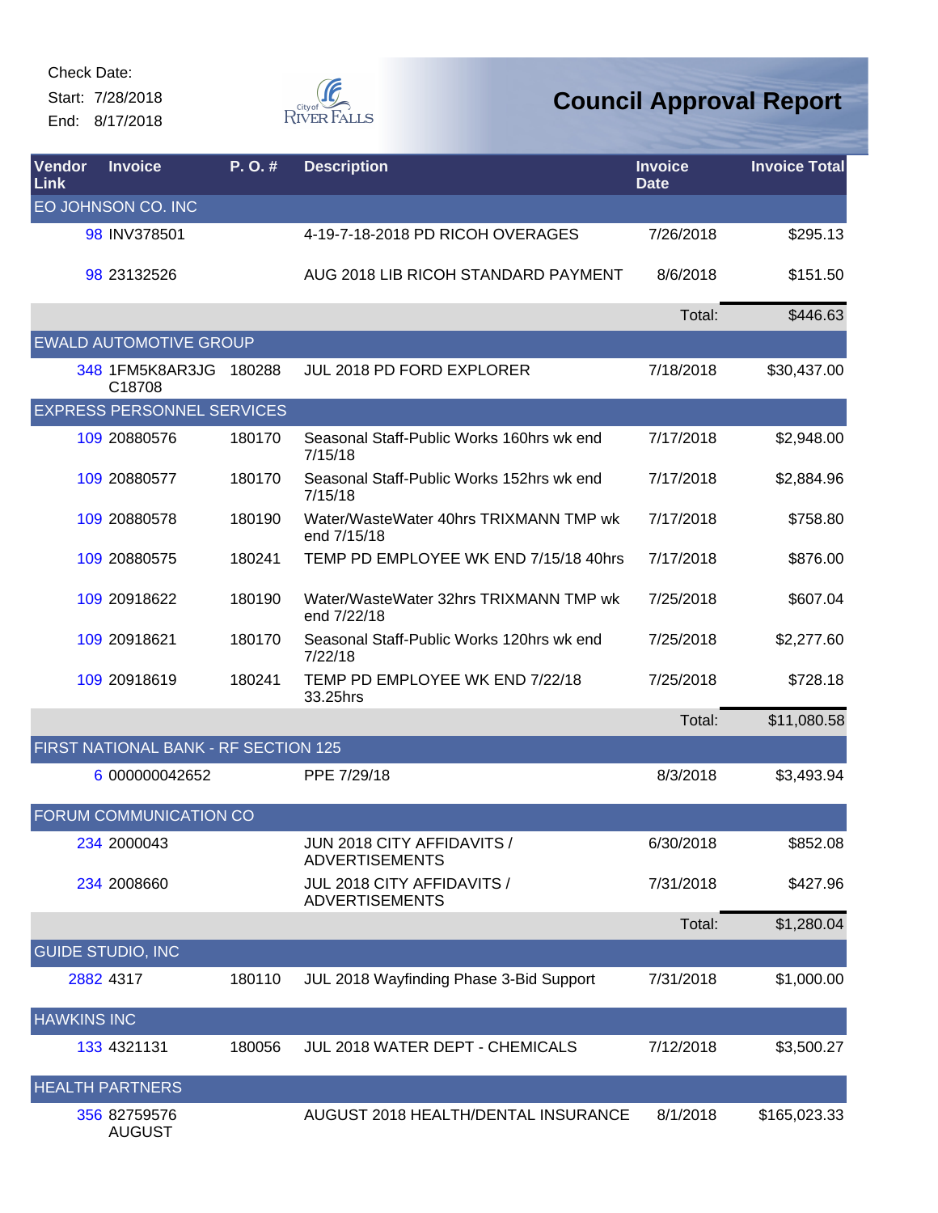Check Date:
Start: 7/28/2018
End: 8/17/2018

# Council Approval Report

| Vendor Link | Invoice | P. O. # | Description | Invoice Date | Invoice Total |
|---|---|---|---|---|---|
| EO JOHNSON CO. INC | | | | | |
| 98 | INV378501 | | 4-19-7-18-2018 PD RICOH OVERAGES | 7/26/2018 | $295.13 |
| 98 | 23132526 | | AUG 2018 LIB RICOH STANDARD PAYMENT | 8/6/2018 | $151.50 |
| | | | | Total: | $446.63 |
| EWALD AUTOMOTIVE GROUP | | | | | |
| 348 | 1FM5K8AR3JG C18708 | 180288 | JUL 2018 PD FORD EXPLORER | 7/18/2018 | $30,437.00 |
| EXPRESS PERSONNEL SERVICES | | | | | |
| 109 | 20880576 | 180170 | Seasonal Staff-Public Works 160hrs wk end 7/15/18 | 7/17/2018 | $2,948.00 |
| 109 | 20880577 | 180170 | Seasonal Staff-Public Works 152hrs wk end 7/15/18 | 7/17/2018 | $2,884.96 |
| 109 | 20880578 | 180190 | Water/WasteWater 40hrs TRIXMANN TMP wk end 7/15/18 | 7/17/2018 | $758.80 |
| 109 | 20880575 | 180241 | TEMP PD EMPLOYEE WK END 7/15/18 40hrs | 7/17/2018 | $876.00 |
| 109 | 20918622 | 180190 | Water/WasteWater 32hrs TRIXMANN TMP wk end 7/22/18 | 7/25/2018 | $607.04 |
| 109 | 20918621 | 180170 | Seasonal Staff-Public Works 120hrs wk end 7/22/18 | 7/25/2018 | $2,277.60 |
| 109 | 20918619 | 180241 | TEMP PD EMPLOYEE WK END 7/22/18 33.25hrs | 7/25/2018 | $728.18 |
| | | | | Total: | $11,080.58 |
| FIRST NATIONAL BANK - RF SECTION 125 | | | | | |
| 6 | 000000042652 | | PPE 7/29/18 | 8/3/2018 | $3,493.94 |
| FORUM COMMUNICATION CO | | | | | |
| 234 | 2000043 | | JUN 2018 CITY AFFIDAVITS / ADVERTISEMENTS | 6/30/2018 | $852.08 |
| 234 | 2008660 | | JUL 2018 CITY AFFIDAVITS / ADVERTISEMENTS | 7/31/2018 | $427.96 |
| | | | | Total: | $1,280.04 |
| GUIDE STUDIO, INC | | | | | |
| 2882 | 4317 | 180110 | JUL 2018 Wayfinding Phase 3-Bid Support | 7/31/2018 | $1,000.00 |
| HAWKINS INC | | | | | |
| 133 | 4321131 | 180056 | JUL 2018 WATER DEPT - CHEMICALS | 7/12/2018 | $3,500.27 |
| HEALTH PARTNERS | | | | | |
| 356 | 82759576 AUGUST | | AUGUST 2018 HEALTH/DENTAL INSURANCE | 8/1/2018 | $165,023.33 |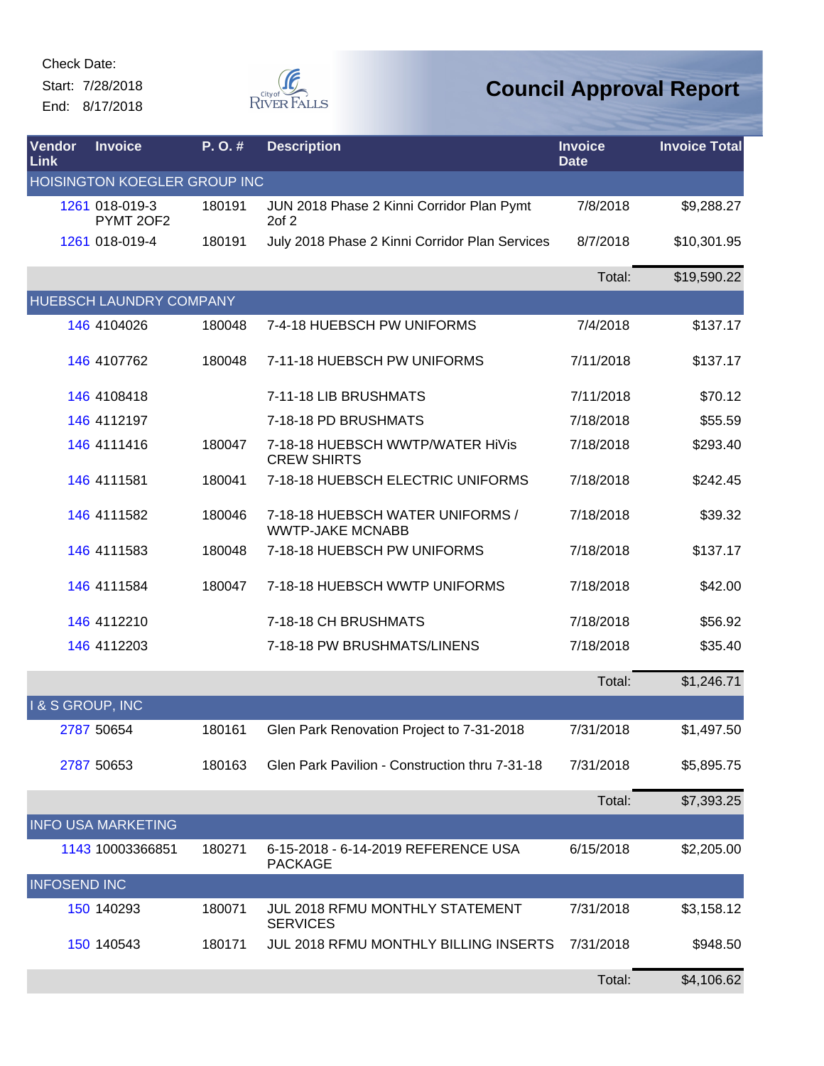Check Date:
Start: 7/28/2018
End: 8/17/2018

# Council Approval Report

| Vendor Link | Invoice | P. O. # | Description | Invoice Date | Invoice Total |
|---|---|---|---|---|---|
| HOISINGTON KOEGLER GROUP INC | | | | | |
| 1261 | 018-019-3 PYMT 2OF2 | 180191 | JUN 2018 Phase 2 Kinni Corridor Plan Pymt 2of 2 | 7/8/2018 | $9,288.27 |
| 1261 | 018-019-4 | 180191 | July 2018 Phase 2 Kinni Corridor Plan Services | 8/7/2018 | $10,301.95 |
| | | | | Total: | $19,590.22 |
| HUEBSCH LAUNDRY COMPANY | | | | | |
| 146 | 4104026 | 180048 | 7-4-18 HUEBSCH PW UNIFORMS | 7/4/2018 | $137.17 |
| 146 | 4107762 | 180048 | 7-11-18 HUEBSCH PW UNIFORMS | 7/11/2018 | $137.17 |
| 146 | 4108418 | | 7-11-18 LIB BRUSHMATS | 7/11/2018 | $70.12 |
| 146 | 4112197 | | 7-18-18 PD BRUSHMATS | 7/18/2018 | $55.59 |
| 146 | 4111416 | 180047 | 7-18-18 HUEBSCH WWTP/WATER HiVis CREW SHIRTS | 7/18/2018 | $293.40 |
| 146 | 4111581 | 180041 | 7-18-18 HUEBSCH ELECTRIC UNIFORMS | 7/18/2018 | $242.45 |
| 146 | 4111582 | 180046 | 7-18-18 HUEBSCH WATER UNIFORMS / WWTP-JAKE MCNABB | 7/18/2018 | $39.32 |
| 146 | 4111583 | 180048 | 7-18-18 HUEBSCH PW UNIFORMS | 7/18/2018 | $137.17 |
| 146 | 4111584 | 180047 | 7-18-18 HUEBSCH WWTP UNIFORMS | 7/18/2018 | $42.00 |
| 146 | 4112210 | | 7-18-18 CH BRUSHMATS | 7/18/2018 | $56.92 |
| 146 | 4112203 | | 7-18-18 PW BRUSHMATS/LINENS | 7/18/2018 | $35.40 |
| | | | | Total: | $1,246.71 |
| I & S GROUP, INC | | | | | |
| 2787 | 50654 | 180161 | Glen Park Renovation Project to 7-31-2018 | 7/31/2018 | $1,497.50 |
| 2787 | 50653 | 180163 | Glen Park Pavilion - Construction thru 7-31-18 | 7/31/2018 | $5,895.75 |
| | | | | Total: | $7,393.25 |
| INFO USA MARKETING | | | | | |
| 1143 | 10003366851 | 180271 | 6-15-2018 - 6-14-2019 REFERENCE USA PACKAGE | 6/15/2018 | $2,205.00 |
| INFOSEND INC | | | | | |
| 150 | 140293 | 180071 | JUL 2018 RFMU MONTHLY STATEMENT SERVICES | 7/31/2018 | $3,158.12 |
| 150 | 140543 | 180171 | JUL 2018 RFMU MONTHLY BILLING INSERTS | 7/31/2018 | $948.50 |
| | | | | Total: | $4,106.62 |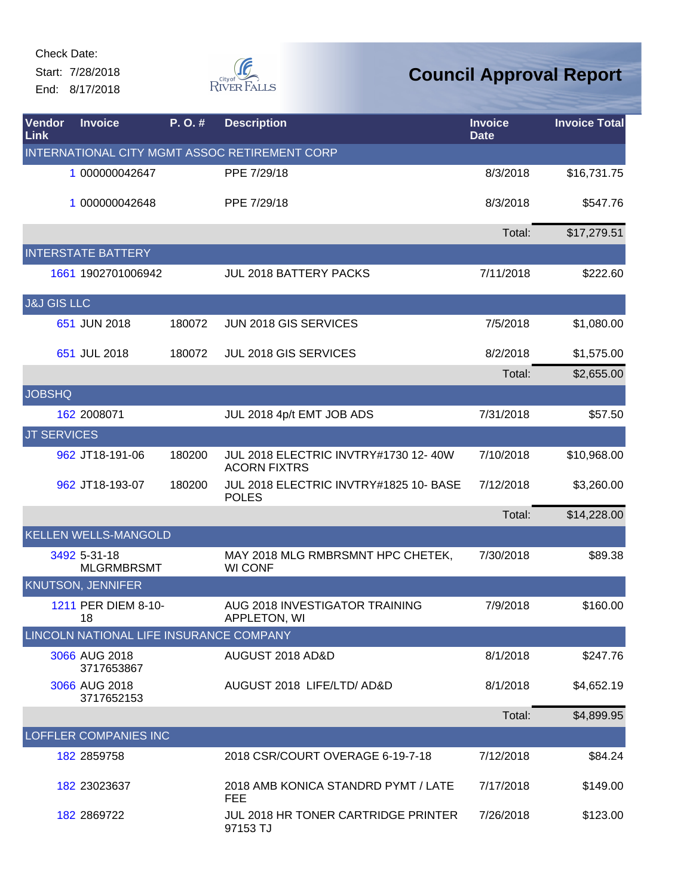Check Date:

Start: 7/28/2018

End: 8/17/2018

# Council Approval Report

| Vendor Link | Invoice | P. O. # | Description | Invoice Date | Invoice Total |
|---|---|---|---|---|---|
| INTERNATIONAL CITY MGMT ASSOC RETIREMENT CORP | | | | | |
| 1 | 000000042647 | | PPE 7/29/18 | 8/3/2018 | $16,731.75 |
| 1 | 000000042648 | | PPE 7/29/18 | 8/3/2018 | $547.76 |
| | | | | Total: | $17,279.51 |
| INTERSTATE BATTERY | | | | | |
| 1661 | 1902701006942 | | JUL 2018 BATTERY PACKS | 7/11/2018 | $222.60 |
| J&J GIS LLC | | | | | |
| 651 | JUN 2018 | 180072 | JUN 2018 GIS SERVICES | 7/5/2018 | $1,080.00 |
| 651 | JUL 2018 | 180072 | JUL 2018 GIS SERVICES | 8/2/2018 | $1,575.00 |
| | | | | Total: | $2,655.00 |
| JOBSHQ | | | | | |
| 162 | 2008071 | | JUL 2018 4p/t EMT JOB ADS | 7/31/2018 | $57.50 |
| JT SERVICES | | | | | |
| 962 | JT18-191-06 | 180200 | JUL 2018 ELECTRIC INVTRY#1730 12- 40W ACORN FIXTRS | 7/10/2018 | $10,968.00 |
| 962 | JT18-193-07 | 180200 | JUL 2018 ELECTRIC INVTRY#1825 10- BASE POLES | 7/12/2018 | $3,260.00 |
| | | | | Total: | $14,228.00 |
| KELLEN WELLS-MANGOLD | | | | | |
| 3492 | 5-31-18 MLGRMBRSMT | | MAY 2018 MLG RMBRSMNT HPC CHETEK, WI CONF | 7/30/2018 | $89.38 |
| KNUTSON, JENNIFER | | | | | |
| 1211 | PER DIEM 8-10-18 | | AUG 2018 INVESTIGATOR TRAINING APPLETON, WI | 7/9/2018 | $160.00 |
| LINCOLN NATIONAL LIFE INSURANCE COMPANY | | | | | |
| 3066 | AUG 2018 3717653867 | | AUGUST 2018 AD&D | 8/1/2018 | $247.76 |
| 3066 | AUG 2018 3717652153 | | AUGUST 2018 LIFE/LTD/ AD&D | 8/1/2018 | $4,652.19 |
| | | | | Total: | $4,899.95 |
| LOFFLER COMPANIES INC | | | | | |
| 182 | 2859758 | | 2018 CSR/COURT OVERAGE 6-19-7-18 | 7/12/2018 | $84.24 |
| 182 | 23023637 | | 2018 AMB KONICA STANDRD PYMT / LATE FEE | 7/17/2018 | $149.00 |
| 182 | 2869722 | | JUL 2018 HR TONER CARTRIDGE PRINTER 97153 TJ | 7/26/2018 | $123.00 |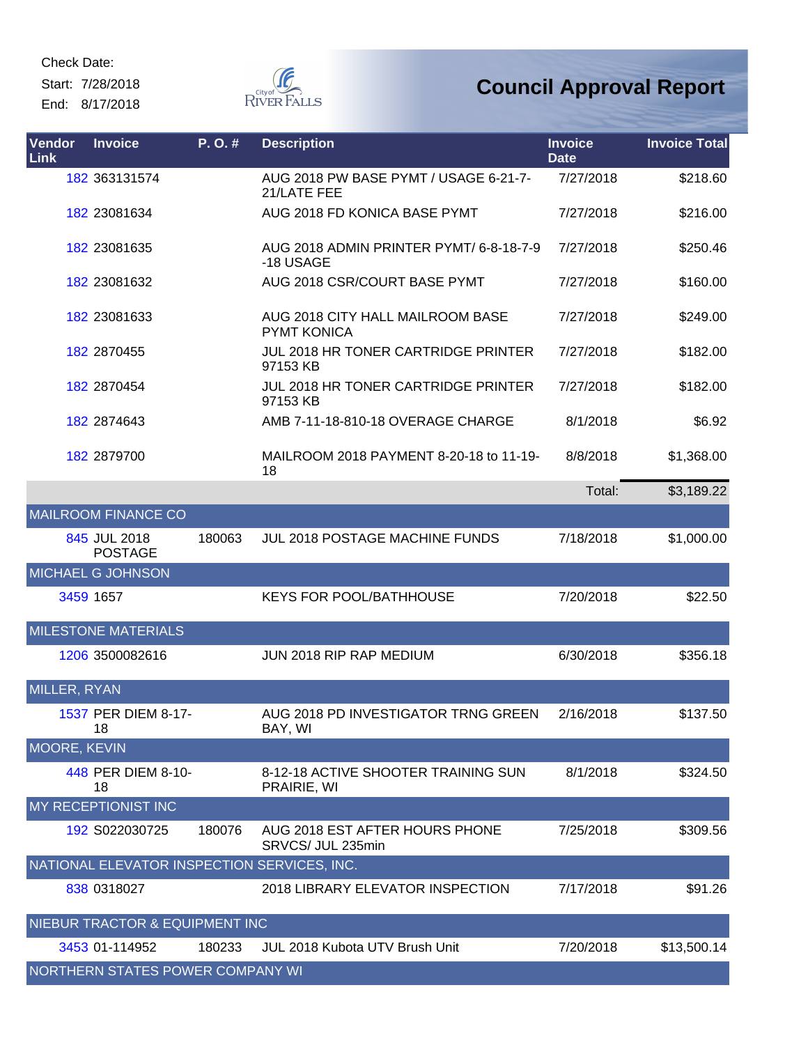Check Date:
Start: 7/28/2018
End: 8/17/2018

# Council Approval Report

| Vendor Link | Invoice | P. O. # | Description | Invoice Date | Invoice Total |
|---|---|---|---|---|---|
| 182 | 363131574 | | AUG 2018 PW BASE PYMT / USAGE 6-21-7-21/LATE FEE | 7/27/2018 | $218.60 |
| 182 | 23081634 | | AUG 2018 FD KONICA BASE PYMT | 7/27/2018 | $216.00 |
| 182 | 23081635 | | AUG 2018 ADMIN PRINTER PYMT/ 6-8-18-7-9-18 USAGE | 7/27/2018 | $250.46 |
| 182 | 23081632 | | AUG 2018 CSR/COURT BASE PYMT | 7/27/2018 | $160.00 |
| 182 | 23081633 | | AUG 2018 CITY HALL MAILROOM BASE PYMT KONICA | 7/27/2018 | $249.00 |
| 182 | 2870455 | | JUL 2018 HR TONER CARTRIDGE PRINTER 97153 KB | 7/27/2018 | $182.00 |
| 182 | 2870454 | | JUL 2018 HR TONER CARTRIDGE PRINTER 97153 KB | 7/27/2018 | $182.00 |
| 182 | 2874643 | | AMB 7-11-18-810-18 OVERAGE CHARGE | 8/1/2018 | $6.92 |
| 182 | 2879700 | | MAILROOM 2018 PAYMENT 8-20-18 to 11-19-18 | 8/8/2018 | $1,368.00 |
| | | | | Total: | $3,189.22 |
| MAILROOM FINANCE CO | | | | | |
| 845 | JUL 2018 POSTAGE | 180063 | JUL 2018 POSTAGE MACHINE FUNDS | 7/18/2018 | $1,000.00 |
| MICHAEL G JOHNSON | | | | | |
| 3459 | 1657 | | KEYS FOR POOL/BATHHOUSE | 7/20/2018 | $22.50 |
| MILESTONE MATERIALS | | | | | |
| 1206 | 3500082616 | | JUN 2018 RIP RAP MEDIUM | 6/30/2018 | $356.18 |
| MILLER, RYAN | | | | | |
| 1537 | PER DIEM 8-17-18 | | AUG 2018 PD INVESTIGATOR TRNG GREEN BAY, WI | 2/16/2018 | $137.50 |
| MOORE, KEVIN | | | | | |
| 448 | PER DIEM 8-10-18 | | 8-12-18 ACTIVE SHOOTER TRAINING SUN PRAIRIE, WI | 8/1/2018 | $324.50 |
| MY RECEPTIONIST INC | | | | | |
| 192 | S022030725 | 180076 | AUG 2018 EST AFTER HOURS PHONE SRVCS/ JUL 235min | 7/25/2018 | $309.56 |
| NATIONAL ELEVATOR INSPECTION SERVICES, INC. | | | | | |
| 838 | 0318027 | | 2018 LIBRARY ELEVATOR INSPECTION | 7/17/2018 | $91.26 |
| NIEBUR TRACTOR & EQUIPMENT INC | | | | | |
| 3453 | 01-114952 | 180233 | JUL 2018 Kubota UTV Brush Unit | 7/20/2018 | $13,500.14 |
| NORTHERN STATES POWER COMPANY WI | | | | | |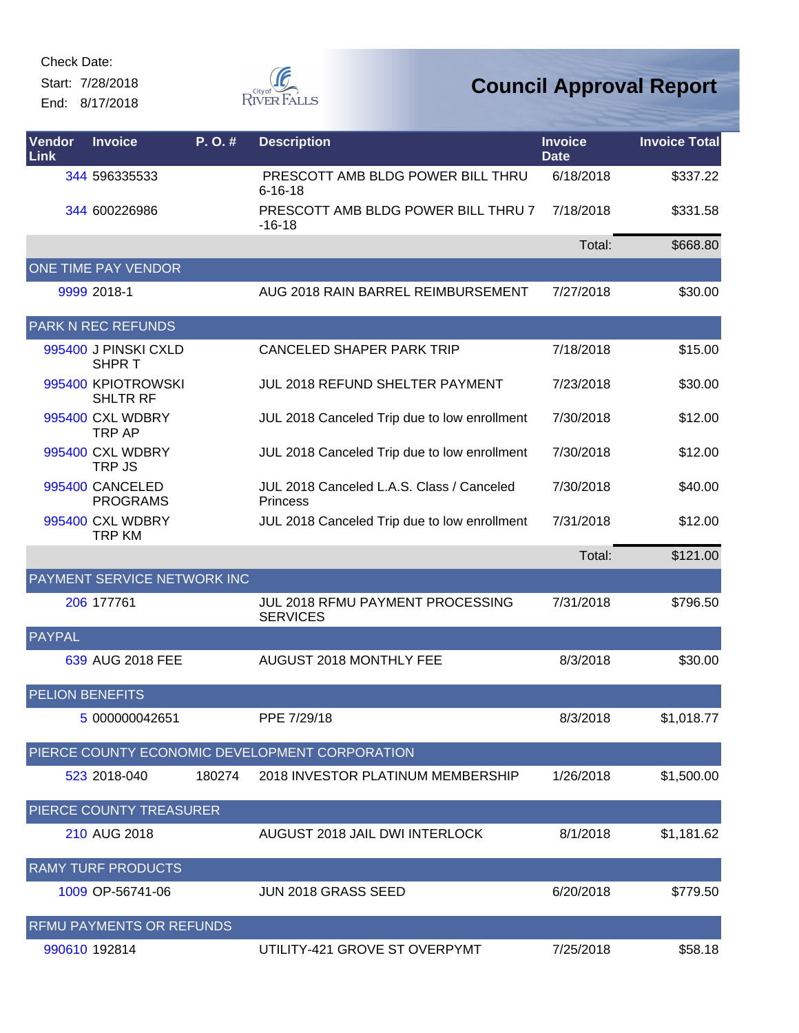Check Date:

Start: 7/28/2018

End: 8/17/2018

City of River Falls

# Council Approval Report

| Vendor Link | Invoice | P. O. # | Description | Invoice Date | Invoice Total |
|---|---|---|---|---|---|
| 344 | 596335533 | | PRESCOTT AMB BLDG POWER BILL THRU 6-16-18 | 6/18/2018 | $337.22 |
| 344 | 600226986 | | PRESCOTT AMB BLDG POWER BILL THRU 7 -16-18 | 7/18/2018 | $331.58 |
| | | | | Total: | $668.80 |
| ONE TIME PAY VENDOR | | | | | |
| 9999 | 2018-1 | | AUG 2018 RAIN BARREL REIMBURSEMENT | 7/27/2018 | $30.00 |
| PARK N REC REFUNDS | | | | | |
| 995400 | J PINSKI CXLD SHPR T | | CANCELED SHAPER PARK TRIP | 7/18/2018 | $15.00 |
| 995400 | KPIOTROWSKI SHLTR RF | | JUL 2018 REFUND SHELTER PAYMENT | 7/23/2018 | $30.00 |
| 995400 | CXL WDBRY TRP AP | | JUL 2018 Canceled Trip due to low enrollment | 7/30/2018 | $12.00 |
| 995400 | CXL WDBRY TRP JS | | JUL 2018 Canceled Trip due to low enrollment | 7/30/2018 | $12.00 |
| 995400 | CANCELED PROGRAMS | | JUL 2018 Canceled L.A.S. Class / Canceled Princess | 7/30/2018 | $40.00 |
| 995400 | CXL WDBRY TRP KM | | JUL 2018 Canceled Trip due to low enrollment | 7/31/2018 | $12.00 |
| | | | | Total: | $121.00 |
| PAYMENT SERVICE NETWORK INC | | | | | |
| 206 | 177761 | | JUL 2018 RFMU PAYMENT PROCESSING SERVICES | 7/31/2018 | $796.50 |
| PAYPAL | | | | | |
| 639 | AUG 2018 FEE | | AUGUST 2018 MONTHLY FEE | 8/3/2018 | $30.00 |
| PELION BENEFITS | | | | | |
| 5 | 000000042651 | | PPE 7/29/18 | 8/3/2018 | $1,018.77 |
| PIERCE COUNTY ECONOMIC DEVELOPMENT CORPORATION | | | | | |
| 523 | 2018-040 | 180274 | 2018 INVESTOR PLATINUM MEMBERSHIP | 1/26/2018 | $1,500.00 |
| PIERCE COUNTY TREASURER | | | | | |
| 210 | AUG 2018 | | AUGUST 2018 JAIL DWI INTERLOCK | 8/1/2018 | $1,181.62 |
| RAMY TURF PRODUCTS | | | | | |
| 1009 | OP-56741-06 | | JUN 2018 GRASS SEED | 6/20/2018 | $779.50 |
| RFMU PAYMENTS OR REFUNDS | | | | | |
| 990610 | 192814 | | UTILITY-421 GROVE ST OVERPYMT | 7/25/2018 | $58.18 |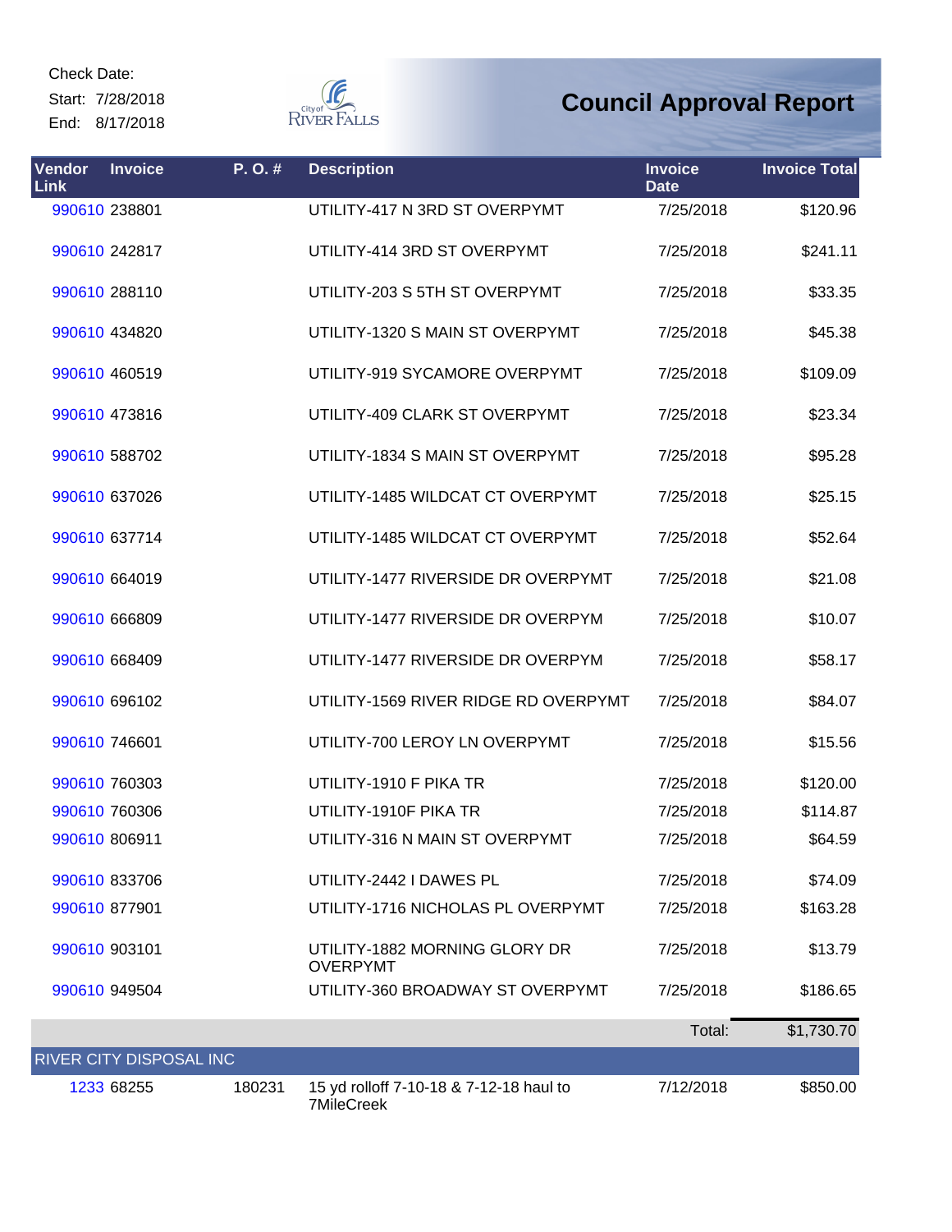Check Date:

Start: 7/28/2018

End: 8/17/2018

# Council Approval Report

| Vendor Link | Invoice | P. O. # | Description | Invoice Date | Invoice Total |
|---|---|---|---|---|---|
| 990610 | 238801 | | UTILITY-417 N 3RD ST OVERPYMT | 7/25/2018 | $120.96 |
| 990610 | 242817 | | UTILITY-414 3RD ST OVERPYMT | 7/25/2018 | $241.11 |
| 990610 | 288110 | | UTILITY-203 S 5TH ST OVERPYMT | 7/25/2018 | $33.35 |
| 990610 | 434820 | | UTILITY-1320 S MAIN ST OVERPYMT | 7/25/2018 | $45.38 |
| 990610 | 460519 | | UTILITY-919 SYCAMORE OVERPYMT | 7/25/2018 | $109.09 |
| 990610 | 473816 | | UTILITY-409 CLARK ST OVERPYMT | 7/25/2018 | $23.34 |
| 990610 | 588702 | | UTILITY-1834 S MAIN ST OVERPYMT | 7/25/2018 | $95.28 |
| 990610 | 637026 | | UTILITY-1485 WILDCAT CT OVERPYMT | 7/25/2018 | $25.15 |
| 990610 | 637714 | | UTILITY-1485 WILDCAT CT OVERPYMT | 7/25/2018 | $52.64 |
| 990610 | 664019 | | UTILITY-1477 RIVERSIDE DR OVERPYMT | 7/25/2018 | $21.08 |
| 990610 | 666809 | | UTILITY-1477 RIVERSIDE DR OVERPYM | 7/25/2018 | $10.07 |
| 990610 | 668409 | | UTILITY-1477 RIVERSIDE DR OVERPYM | 7/25/2018 | $58.17 |
| 990610 | 696102 | | UTILITY-1569 RIVER RIDGE RD OVERPYMT | 7/25/2018 | $84.07 |
| 990610 | 746601 | | UTILITY-700 LEROY LN OVERPYMT | 7/25/2018 | $15.56 |
| 990610 | 760303 | | UTILITY-1910 F PIKA TR | 7/25/2018 | $120.00 |
| 990610 | 760306 | | UTILITY-1910F PIKA TR | 7/25/2018 | $114.87 |
| 990610 | 806911 | | UTILITY-316 N MAIN ST OVERPYMT | 7/25/2018 | $64.59 |
| 990610 | 833706 | | UTILITY-2442 I DAWES PL | 7/25/2018 | $74.09 |
| 990610 | 877901 | | UTILITY-1716 NICHOLAS PL OVERPYMT | 7/25/2018 | $163.28 |
| 990610 | 903101 | | UTILITY-1882 MORNING GLORY DR OVERPYMT | 7/25/2018 | $13.79 |
| 990610 | 949504 | | UTILITY-360 BROADWAY ST OVERPYMT | 7/25/2018 | $186.65 |
| | | | | Total: | $1,730.70 |
| **RIVER CITY DISPOSAL INC** | | | | | |
| 1233 | 68255 | 180231 | 15 yd rolloff 7-10-18 & 7-12-18 haul to 7MileCreek | 7/12/2018 | $850.00 |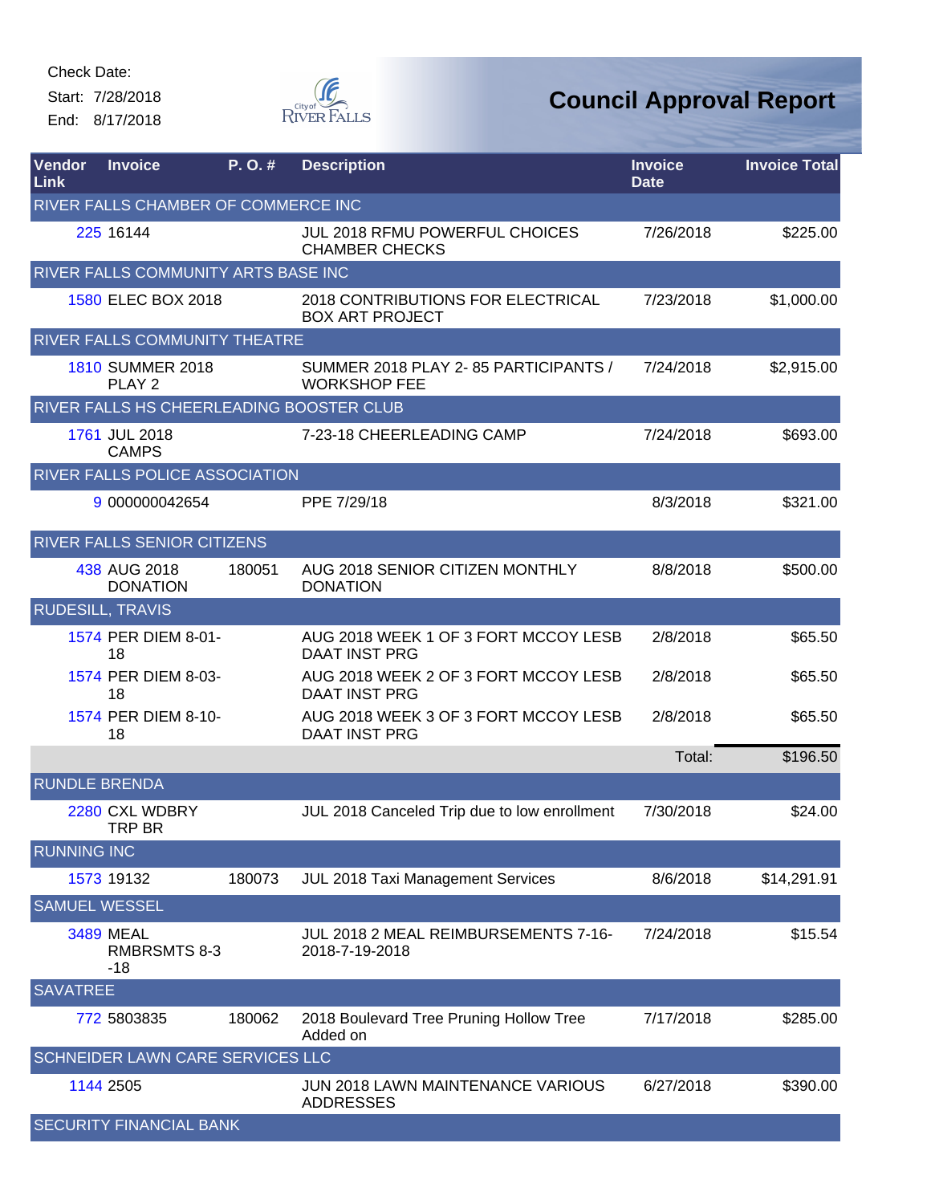Check Date:

Start: 7/28/2018

End: 8/17/2018

# Council Approval Report

| Vendor Link | Invoice | P. O. # | Description | Invoice Date | Invoice Total |
|---|---|---|---|---|---|
| RIVER FALLS CHAMBER OF COMMERCE INC | | | | | |
| 225 | 16144 | | JUL 2018 RFMU POWERFUL CHOICES CHAMBER CHECKS | 7/26/2018 | $225.00 |
| RIVER FALLS COMMUNITY ARTS BASE INC | | | | | |
| 1580 | ELEC BOX 2018 | | 2018 CONTRIBUTIONS FOR ELECTRICAL BOX ART PROJECT | 7/23/2018 | $1,000.00 |
| RIVER FALLS COMMUNITY THEATRE | | | | | |
| 1810 | SUMMER 2018 PLAY 2 | | SUMMER 2018 PLAY 2- 85 PARTICIPANTS / WORKSHOP FEE | 7/24/2018 | $2,915.00 |
| RIVER FALLS HS CHEERLEADING BOOSTER CLUB | | | | | |
| 1761 | JUL 2018 CAMPS | | 7-23-18 CHEERLEADING CAMP | 7/24/2018 | $693.00 |
| RIVER FALLS POLICE ASSOCIATION | | | | | |
| 9 | 000000042654 | | PPE 7/29/18 | 8/3/2018 | $321.00 |
| RIVER FALLS SENIOR CITIZENS | | | | | |
| 438 | AUG 2018 DONATION | 180051 | AUG 2018 SENIOR CITIZEN MONTHLY DONATION | 8/8/2018 | $500.00 |
| RUDESILL, TRAVIS | | | | | |
| 1574 | PER DIEM 8-01-18 | | AUG 2018 WEEK 1 OF 3 FORT MCCOY LESB DAAT INST PRG | 2/8/2018 | $65.50 |
| 1574 | PER DIEM 8-03-18 | | AUG 2018 WEEK 2 OF 3 FORT MCCOY LESB DAAT INST PRG | 2/8/2018 | $65.50 |
| 1574 | PER DIEM 8-10-18 | | AUG 2018 WEEK 3 OF 3 FORT MCCOY LESB DAAT INST PRG | 2/8/2018 | $65.50 |
| | | | | Total: | $196.50 |
| RUNDLE BRENDA | | | | | |
| 2280 | CXL WDBRY TRP BR | | JUL 2018 Canceled Trip due to low enrollment | 7/30/2018 | $24.00 |
| RUNNING INC | | | | | |
| 1573 | 19132 | 180073 | JUL 2018 Taxi Management Services | 8/6/2018 | $14,291.91 |
| SAMUEL WESSEL | | | | | |
| 3489 | MEAL RMBRSMTS 8-3-18 | | JUL 2018 2 MEAL REIMBURSEMENTS 7-16-2018-7-19-2018 | 7/24/2018 | $15.54 |
| SAVATREE | | | | | |
| 772 | 5803835 | 180062 | 2018 Boulevard Tree Pruning Hollow Tree Added on | 7/17/2018 | $285.00 |
| SCHNEIDER LAWN CARE SERVICES LLC | | | | | |
| 1144 | 2505 | | JUN 2018 LAWN MAINTENANCE VARIOUS ADDRESSES | 6/27/2018 | $390.00 |
| SECURITY FINANCIAL BANK | | | | | |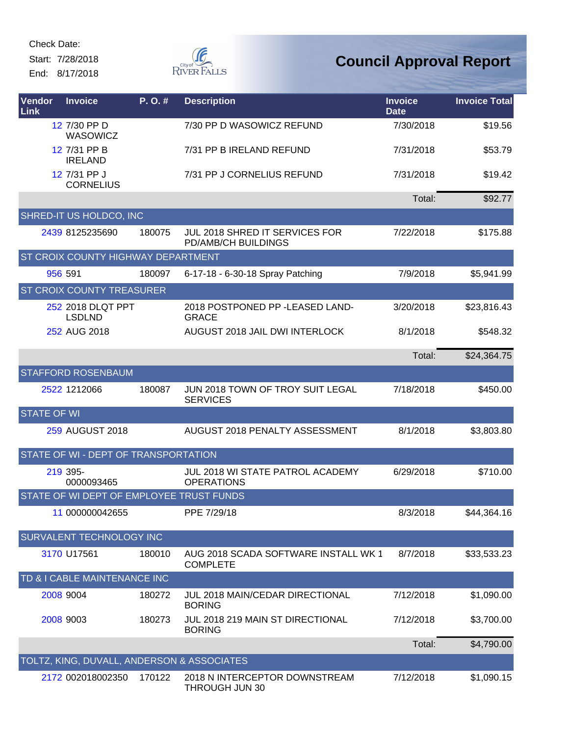Check Date:
Start: 7/28/2018
End: 8/17/2018

# Council Approval Report

| Vendor Link | Invoice | P. O. # | Description | Invoice Date | Invoice Total |
|---|---|---|---|---|---|
| 12 | 7/30 PP D WASOWICZ | | 7/30 PP D WASOWICZ REFUND | 7/30/2018 | $19.56 |
| 12 | 7/31 PP B IRELAND | | 7/31 PP B IRELAND REFUND | 7/31/2018 | $53.79 |
| 12 | 7/31 PP J CORNELIUS | | 7/31 PP J CORNELIUS REFUND | 7/31/2018 | $19.42 |
| | | | | Total: | $92.77 |
| SHRED-IT US HOLDCO, INC | | | | | |
| 2439 | 8125235690 | 180075 | JUL 2018 SHRED IT SERVICES FOR PD/AMB/CH BUILDINGS | 7/22/2018 | $175.88 |
| ST CROIX COUNTY HIGHWAY DEPARTMENT | | | | | |
| 956 | 591 | 180097 | 6-17-18 - 6-30-18 Spray Patching | 7/9/2018 | $5,941.99 |
| ST CROIX COUNTY TREASURER | | | | | |
| 252 | 2018 DLQT PPT LSDLND | | 2018 POSTPONED PP -LEASED LAND-GRACE | 3/20/2018 | $23,816.43 |
| 252 | AUG 2018 | | AUGUST 2018 JAIL DWI INTERLOCK | 8/1/2018 | $548.32 |
| | | | | Total: | $24,364.75 |
| STAFFORD ROSENBAUM | | | | | |
| 2522 | 1212066 | 180087 | JUN 2018 TOWN OF TROY SUIT LEGAL SERVICES | 7/18/2018 | $450.00 |
| STATE OF WI | | | | | |
| 259 | AUGUST 2018 | | AUGUST 2018 PENALTY ASSESSMENT | 8/1/2018 | $3,803.80 |
| STATE OF WI - DEPT OF TRANSPORTATION | | | | | |
| 219 | 395-0000093465 | | JUL 2018 WI STATE PATROL ACADEMY OPERATIONS | 6/29/2018 | $710.00 |
| STATE OF WI DEPT OF EMPLOYEE TRUST FUNDS | | | | | |
| 11 | 000000042655 | | PPE 7/29/18 | 8/3/2018 | $44,364.16 |
| SURVALENT TECHNOLOGY INC | | | | | |
| 3170 | U17561 | 180010 | AUG 2018 SCADA SOFTWARE INSTALL WK 1 COMPLETE | 8/7/2018 | $33,533.23 |
| TD & I CABLE MAINTENANCE INC | | | | | |
| 2008 | 9004 | 180272 | JUL 2018 MAIN/CEDAR DIRECTIONAL BORING | 7/12/2018 | $1,090.00 |
| 2008 | 9003 | 180273 | JUL 2018 219 MAIN ST DIRECTIONAL BORING | 7/12/2018 | $3,700.00 |
| | | | | Total: | $4,790.00 |
| TOLTZ, KING, DUVALL, ANDERSON & ASSOCIATES | | | | | |
| 2172 | 002018002350 | 170122 | 2018 N INTERCEPTOR DOWNSTREAM THROUGH JUN 30 | 7/12/2018 | $1,090.15 |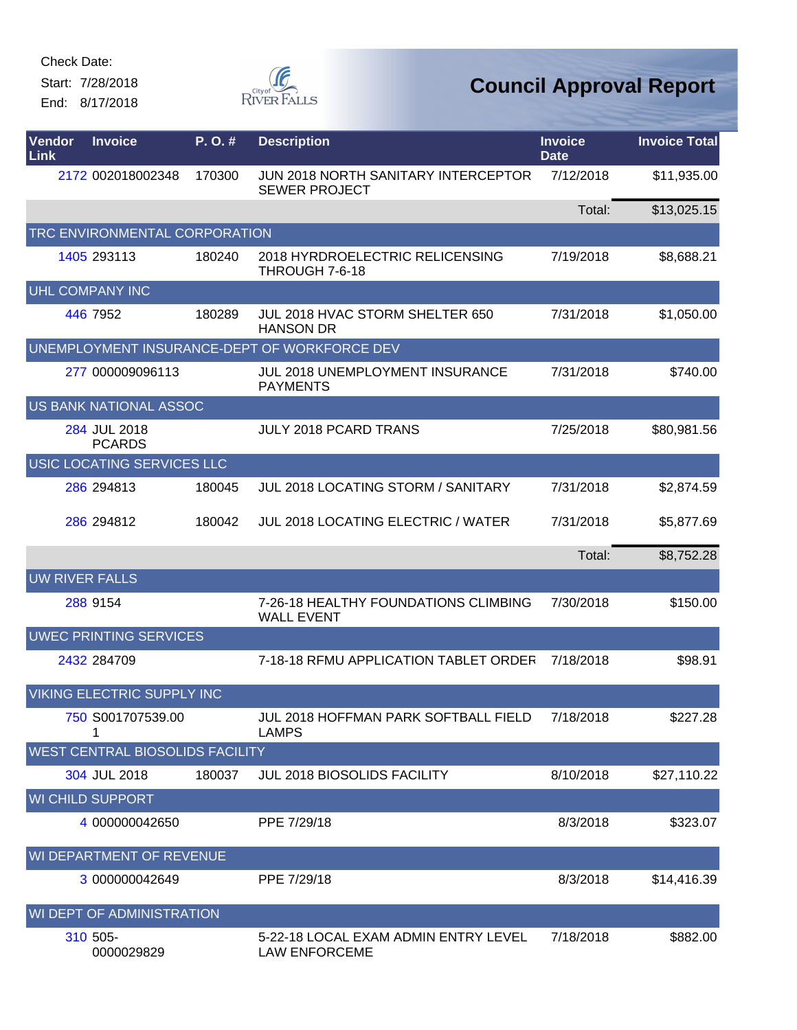Check Date:

Start: 7/28/2018

End: 8/17/2018

# Council Approval Report

| Vendor Link | Invoice | P. O. # | Description | Invoice Date | Invoice Total |
|---|---|---|---|---|---|
| 2172 | 002018002348 | 170300 | JUN 2018 NORTH SANITARY INTERCEPTOR SEWER PROJECT | 7/12/2018 | $11,935.00 |
| | | | | Total: | $13,025.15 |
| **TRC ENVIRONMENTAL CORPORATION** | | | | | |
| 1405 | 293113 | 180240 | 2018 HYRDROELECTRIC RELICENSING THROUGH 7-6-18 | 7/19/2018 | $8,688.21 |
| **UHL COMPANY INC** | | | | | |
| 446 | 7952 | 180289 | JUL 2018 HVAC STORM SHELTER 650 HANSON DR | 7/31/2018 | $1,050.00 |
| **UNEMPLOYMENT INSURANCE-DEPT OF WORKFORCE DEV** | | | | | |
| 277 | 000009096113 | | JUL 2018 UNEMPLOYMENT INSURANCE PAYMENTS | 7/31/2018 | $740.00 |
| **US BANK NATIONAL ASSOC** | | | | | |
| 284 | JUL 2018 PCARDS | | JULY 2018 PCARD TRANS | 7/25/2018 | $80,981.56 |
| **USIC LOCATING SERVICES LLC** | | | | | |
| 286 | 294813 | 180045 | JUL 2018 LOCATING STORM / SANITARY | 7/31/2018 | $2,874.59 |
| 286 | 294812 | 180042 | JUL 2018 LOCATING ELECTRIC / WATER | 7/31/2018 | $5,877.69 |
| | | | | Total: | $8,752.28 |
| **UW RIVER FALLS** | | | | | |
| 288 | 9154 | | 7-26-18 HEALTHY FOUNDATIONS CLIMBING WALL EVENT | 7/30/2018 | $150.00 |
| **UWEC PRINTING SERVICES** | | | | | |
| 2432 | 284709 | | 7-18-18 RFMU APPLICATION TABLET ORDER | 7/18/2018 | $98.91 |
| **VIKING ELECTRIC SUPPLY INC** | | | | | |
| 750 | S001707539.001 | | JUL 2018 HOFFMAN PARK SOFTBALL FIELD LAMPS | 7/18/2018 | $227.28 |
| **WEST CENTRAL BIOSOLIDS FACILITY** | | | | | |
| 304 | JUL 2018 | 180037 | JUL 2018 BIOSOLIDS FACILITY | 8/10/2018 | $27,110.22 |
| **WI CHILD SUPPORT** | | | | | |
| 4 | 000000042650 | | PPE 7/29/18 | 8/3/2018 | $323.07 |
| **WI DEPARTMENT OF REVENUE** | | | | | |
| 3 | 000000042649 | | PPE 7/29/18 | 8/3/2018 | $14,416.39 |
| **WI DEPT OF ADMINISTRATION** | | | | | |
| 310 | 505-0000029829 | | 5-22-18 LOCAL EXAM ADMIN ENTRY LEVEL LAW ENFORCEME | 7/18/2018 | $882.00 |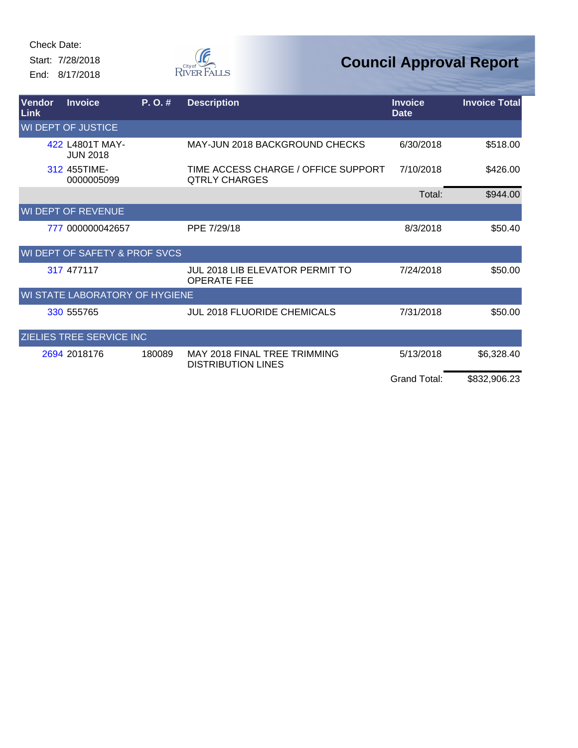Check Date:

Start: 7/28/2018

End: 8/17/2018

# Council Approval Report

| Vendor Link | Invoice | P. O. # | Description | Invoice Date | Invoice Total |
|---|---|---|---|---|---|
| WI DEPT OF JUSTICE | | | | | |
| 422 | L4801T MAY-JUN 2018 | | MAY-JUN 2018 BACKGROUND CHECKS | 6/30/2018 | $518.00 |
| 312 | 455TIME-0000005099 | | TIME ACCESS CHARGE / OFFICE SUPPORT QTRLY CHARGES | 7/10/2018 | $426.00 |
| | | | | Total: | $944.00 |
| WI DEPT OF REVENUE | | | | | |
| 777 | 000000042657 | | PPE 7/29/18 | 8/3/2018 | $50.40 |
| WI DEPT OF SAFETY & PROF SVCS | | | | | |
| 317 | 477117 | | JUL 2018 LIB ELEVATOR PERMIT TO OPERATE FEE | 7/24/2018 | $50.00 |
| WI STATE LABORATORY OF HYGIENE | | | | | |
| 330 | 555765 | | JUL 2018 FLUORIDE CHEMICALS | 7/31/2018 | $50.00 |
| ZIELIES TREE SERVICE INC | | | | | |
| 2694 | 2018176 | 180089 | MAY 2018 FINAL TREE TRIMMING DISTRIBUTION LINES | 5/13/2018 | $6,328.40 |
| | | | | Grand Total: | $832,906.23 |